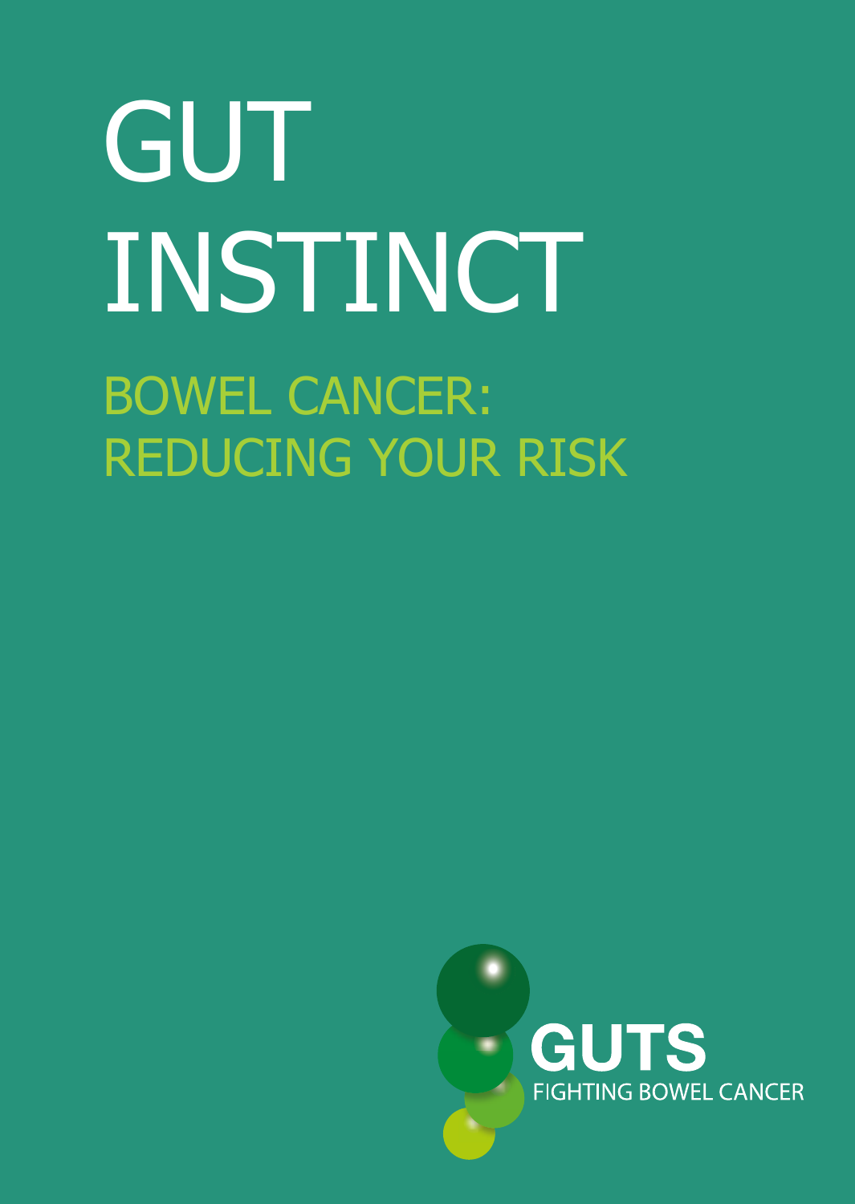# GUT INSTINCT

## BOWEL CANCER: REDUCING YOUR RISK

GUTS

FIGHTING BOWEL CANCER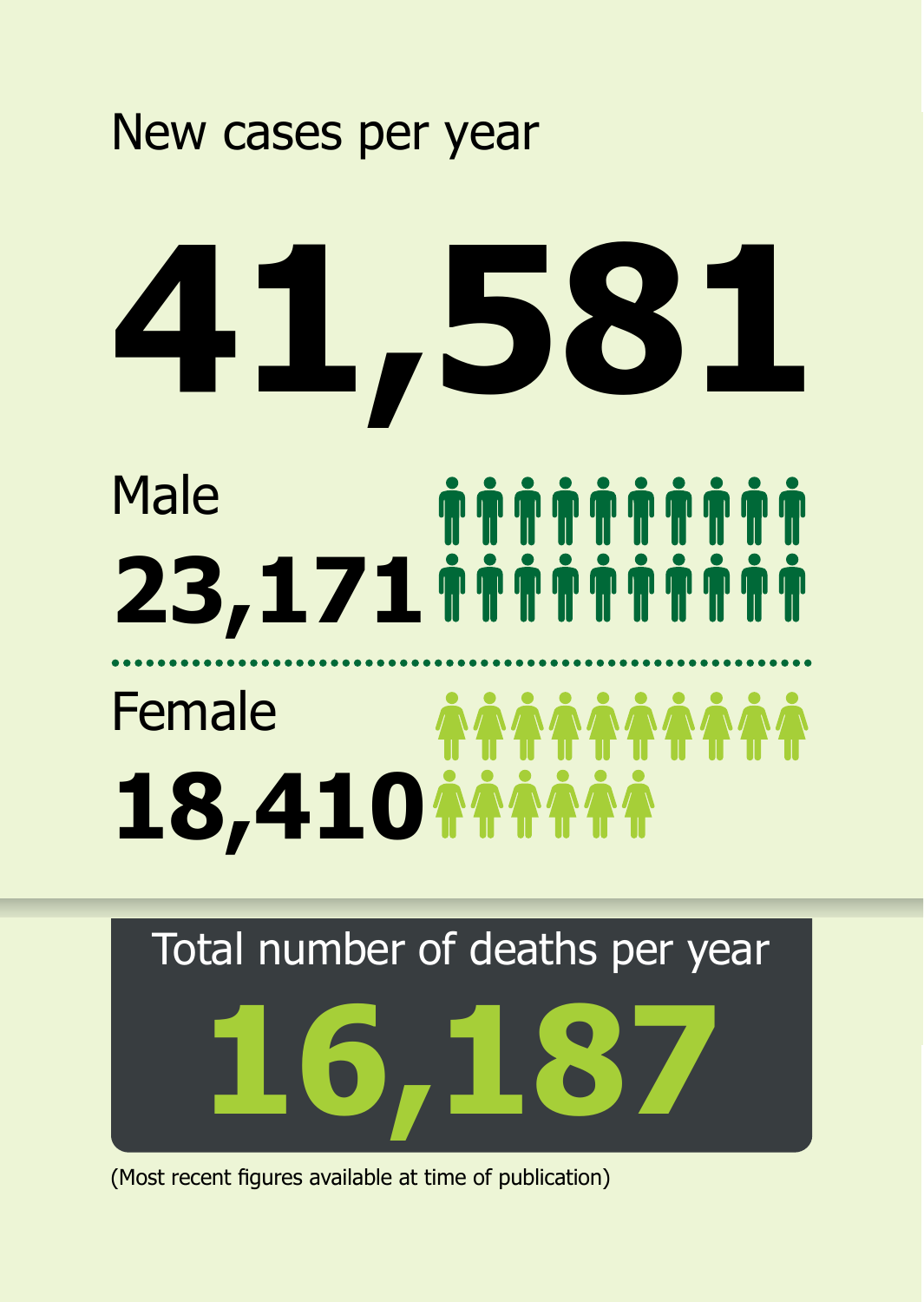## New cases per year

# 41,581

**Male**

**23,171**

**Female**

**18,410**

## Total number of deaths per year

# 16,187

(Most recent figures available at time of publication)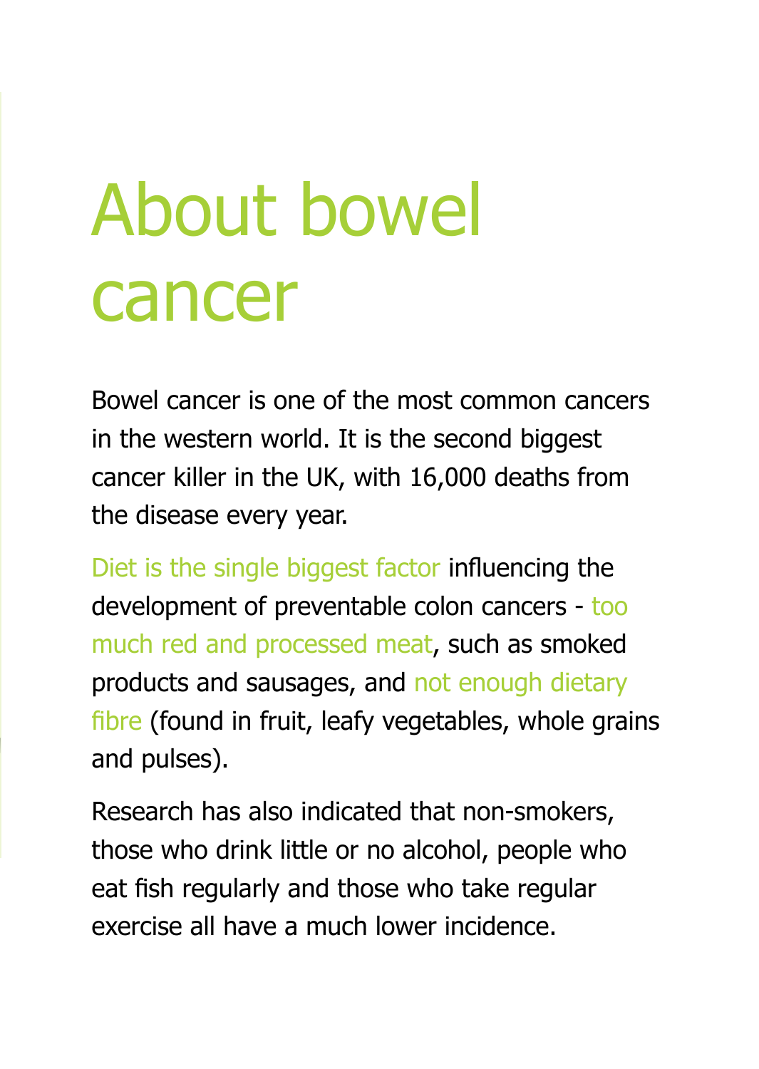# About bowel cancer

Bowel cancer is one of the most common cancers in the western world. It is the second biggest cancer killer in the UK, with 16,000 deaths from the disease every year.

Diet is the single biggest factor influencing the development of preventable colon cancers - too much red and processed meat, such as smoked products and sausages, and not enough dietary fibre (found in fruit, leafy vegetables, whole grains and pulses).

Research has also indicated that non-smokers, those who drink little or no alcohol, people who eat fish regularly and those who take regular exercise all have a much lower incidence.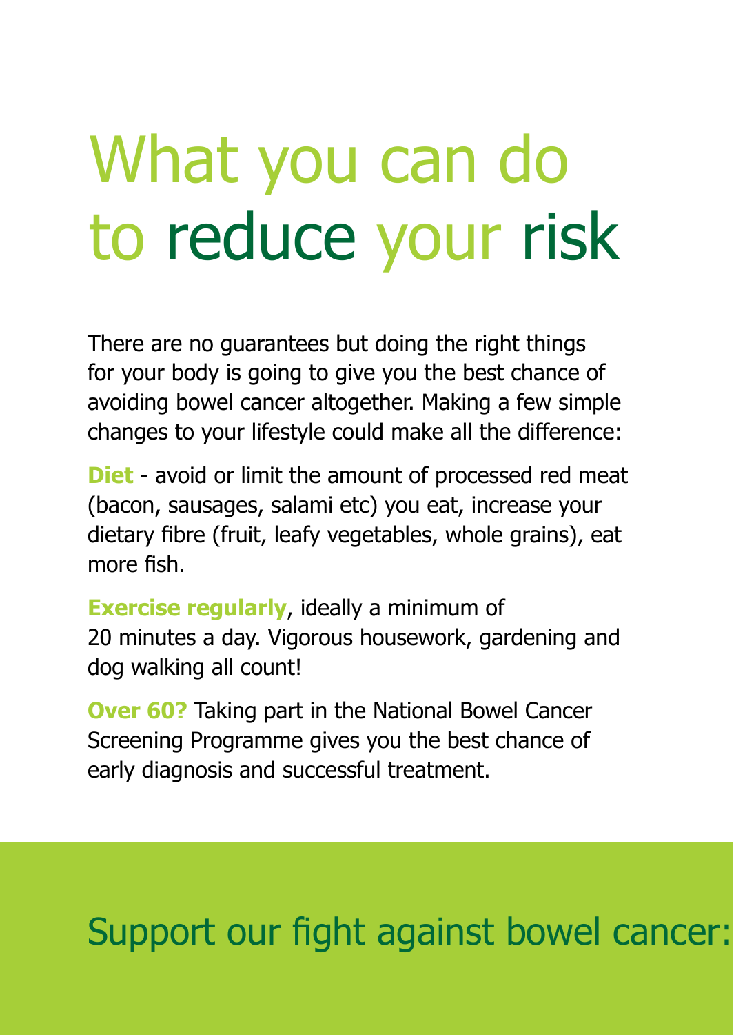# What you can do to reduce your risk

There are no guarantees but doing the right things for your body is going to give you the best chance of avoiding bowel cancer altogether. Making a few simple changes to your lifestyle could make all the difference:

**Diet** - avoid or limit the amount of processed red meat (bacon, sausages, salami etc) you eat, increase your dietary fibre (fruit, leafy vegetables, whole grains), eat more fish.

**Exercise regularly**, ideally a minimum of 20 minutes a day. Vigorous housework, gardening and dog walking all count!

**Over 60?** Taking part in the National Bowel Cancer Screening Programme gives you the best chance of early diagnosis and successful treatment.

## Support our fight against bowel cancer: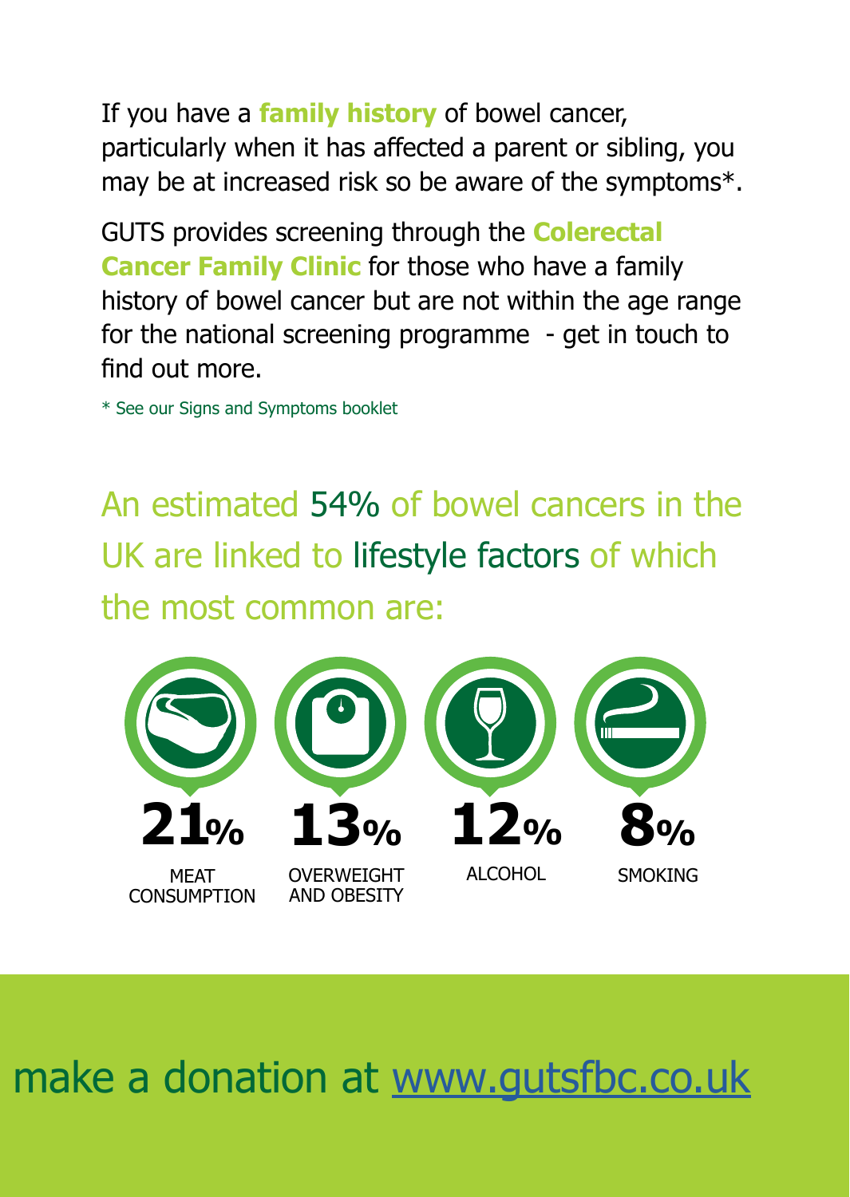If you have a **family history** of bowel cancer, particularly when it has affected a parent or sibling, you may be at increased risk so be aware of the symptoms*.

GUTS provides screening through the **Colerectal Cancer Family Clinic** for those who have a family history of bowel cancer but are not within the age range for the national screening programme - get in touch to find out more.

* See our Signs and Symptoms booklet

## An estimated 54% of bowel cancers in the UK are linked to lifestyle factors of which the most common are:

- **21%** MEAT CONSUMPTION
- **13%** OVERWEIGHT AND OBESITY
- **12%** ALCOHOL
- **8%** SMOKING

make a donation at [www.gutsfbc.co.uk](http://www.gutsfbc.co.uk)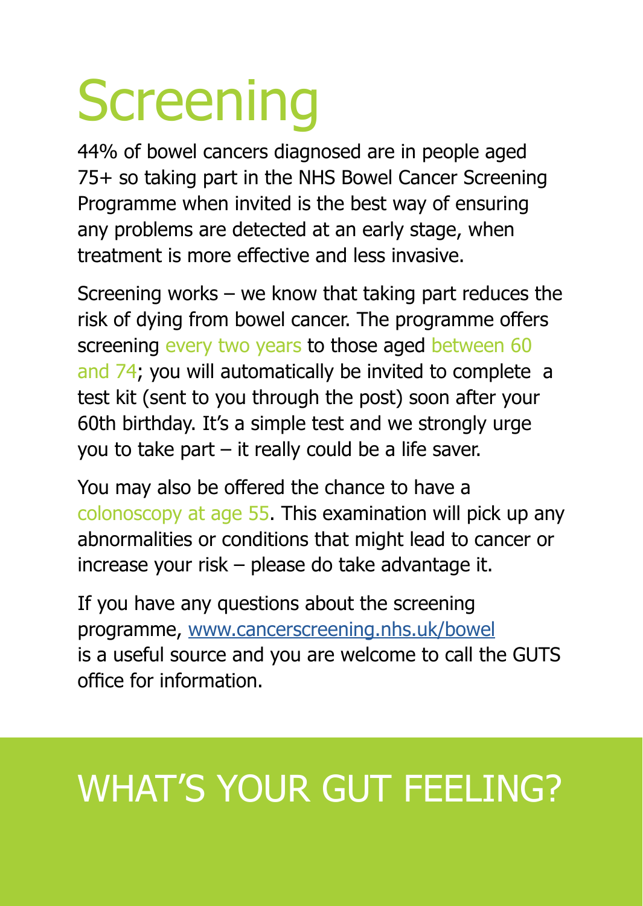# Screening

44% of bowel cancers diagnosed are in people aged 75+ so taking part in the NHS Bowel Cancer Screening Programme when invited is the best way of ensuring any problems are detected at an early stage, when treatment is more effective and less invasive.

Screening works – we know that taking part reduces the risk of dying from bowel cancer. The programme offers screening every two years to those aged between 60 and 74; you will automatically be invited to complete a test kit (sent to you through the post) soon after your 60th birthday. It's a simple test and we strongly urge you to take part – it really could be a life saver.

You may also be offered the chance to have a colonoscopy at age 55. This examination will pick up any abnormalities or conditions that might lead to cancer or increase your risk – please do take advantage it.

If you have any questions about the screening programme, www.cancerscreening.nhs.uk/bowel is a useful source and you are welcome to call the GUTS office for information.

## WHAT'S YOUR GUT FEELING?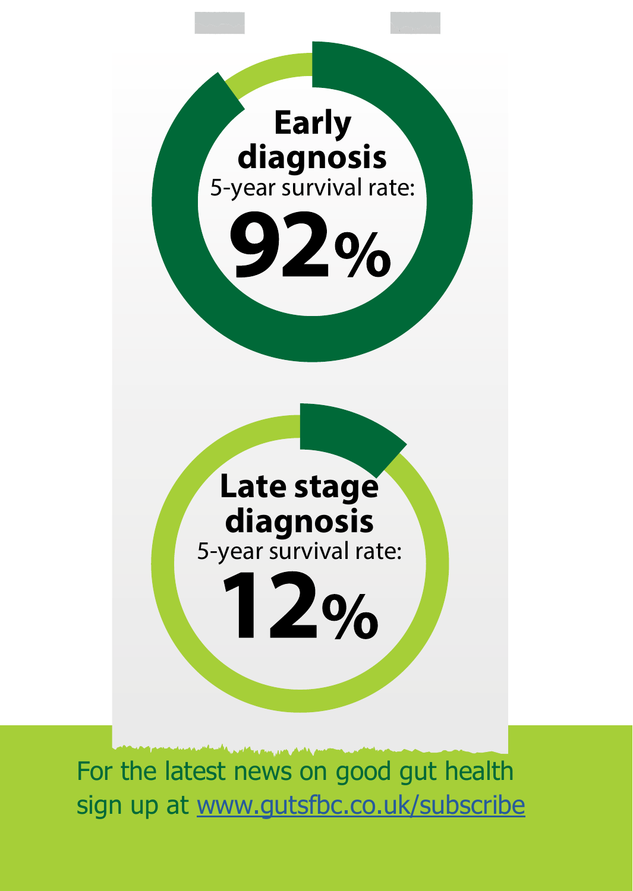**Early diagnosis**
5-year survival rate:
**92%**

**Late stage diagnosis**
5-year survival rate:
**12%**

For the latest news on good gut health sign up at www.gutsfbc.co.uk/subscribe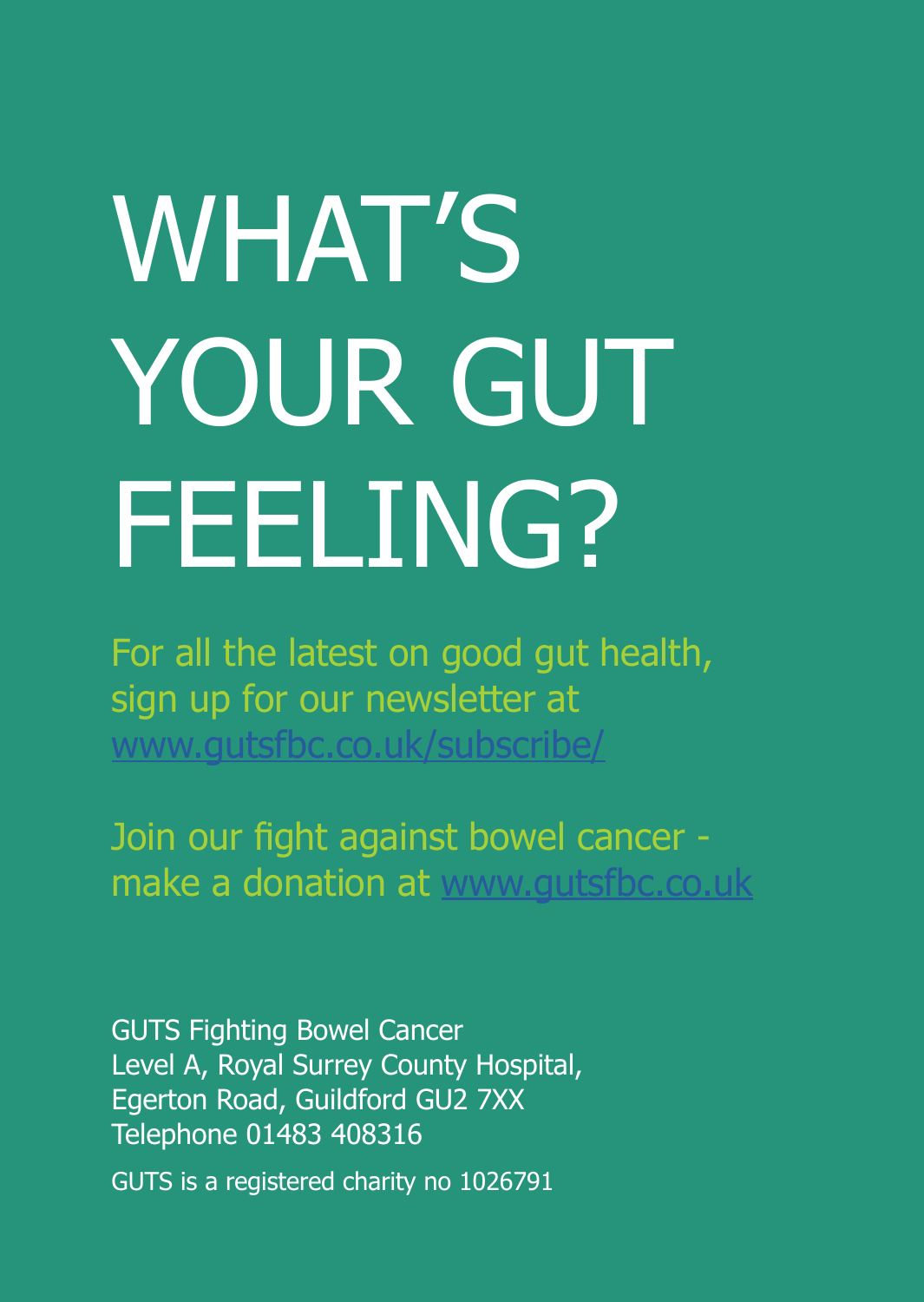# WHAT'S YOUR GUT FEELING?

For all the latest on good gut health, sign up for our newsletter at www.gutsfbc.co.uk/subscribe/

Join our fight against bowel cancer - make a donation at www.gutsfbc.co.uk

GUTS Fighting Bowel Cancer
Level A, Royal Surrey County Hospital,
Egerton Road, Guildford GU2 7XX
Telephone 01483 408316

GUTS is a registered charity no 1026791